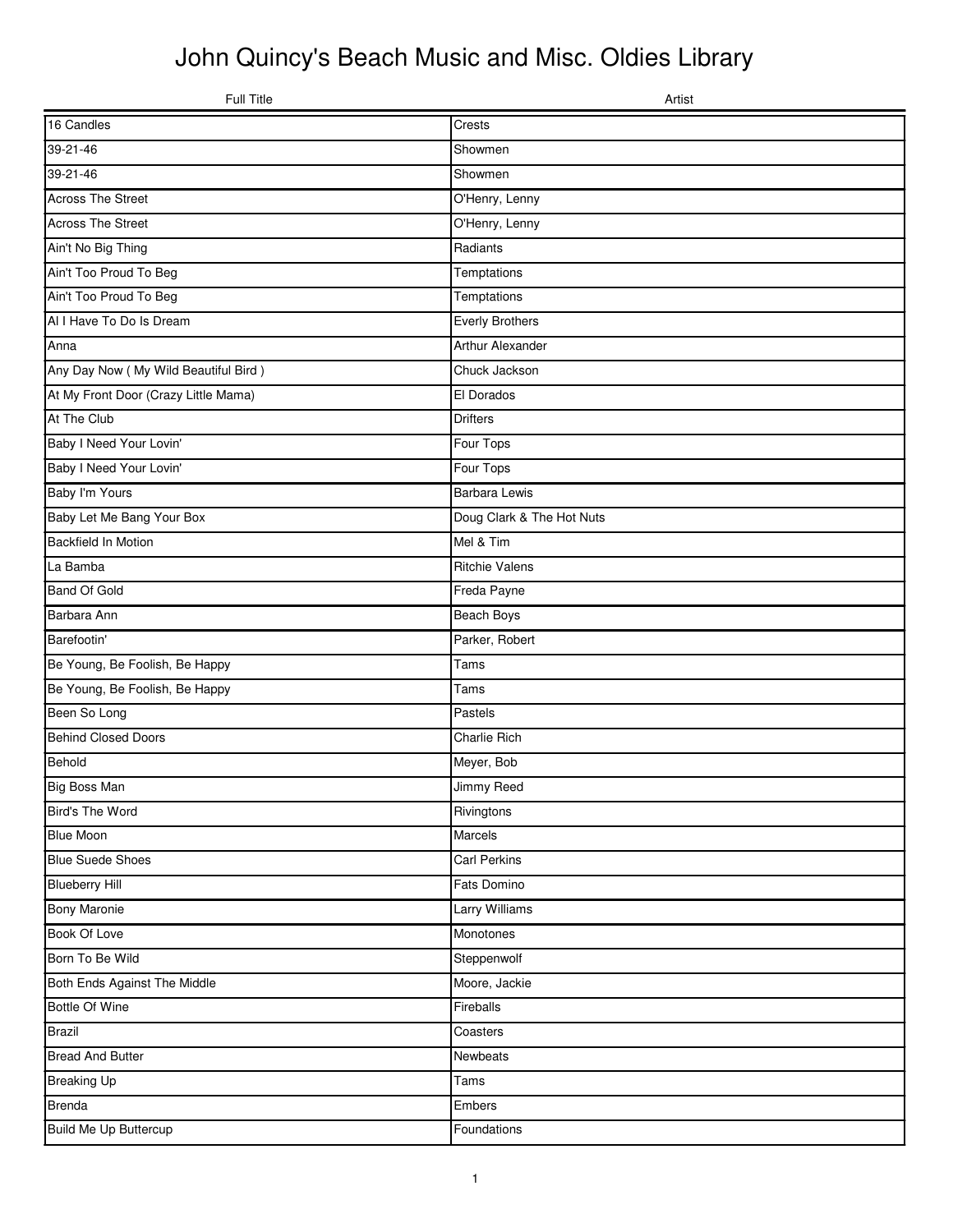# John Quincy's Beach Music and Misc. Oldies Library

| Full Title | Artist |
| --- | --- |
| 16 Candles | Crests |
| 39-21-46 | Showmen |
| 39-21-46 | Showmen |
| Across The Street | O'Henry, Lenny |
| Across The Street | O'Henry, Lenny |
| Ain't No Big Thing | Radiants |
| Ain't Too Proud To Beg | Temptations |
| Ain't Too Proud To Beg | Temptations |
| Al I Have To Do Is Dream | Everly Brothers |
| Anna | Arthur Alexander |
| Any Day Now ( My Wild Beautiful Bird ) | Chuck Jackson |
| At My Front Door (Crazy Little Mama) | El Dorados |
| At The Club | Drifters |
| Baby I Need Your Lovin' | Four Tops |
| Baby I Need Your Lovin' | Four Tops |
| Baby I'm Yours | Barbara Lewis |
| Baby Let Me Bang Your Box | Doug Clark & The Hot Nuts |
| Backfield In Motion | Mel & Tim |
| La Bamba | Ritchie Valens |
| Band Of Gold | Freda Payne |
| Barbara Ann | Beach Boys |
| Barefootin' | Parker, Robert |
| Be Young, Be Foolish, Be Happy | Tams |
| Be Young, Be Foolish, Be Happy | Tams |
| Been So Long | Pastels |
| Behind Closed Doors | Charlie Rich |
| Behold | Meyer, Bob |
| Big Boss Man | Jimmy Reed |
| Bird's The Word | Rivingtons |
| Blue Moon | Marcels |
| Blue Suede Shoes | Carl Perkins |
| Blueberry Hill | Fats Domino |
| Bony Maronie | Larry Williams |
| Book Of Love | Monotones |
| Born To Be Wild | Steppenwolf |
| Both Ends Against The Middle | Moore, Jackie |
| Bottle Of Wine | Fireballs |
| Brazil | Coasters |
| Bread And Butter | Newbeats |
| Breaking Up | Tams |
| Brenda | Embers |
| Build Me Up Buttercup | Foundations |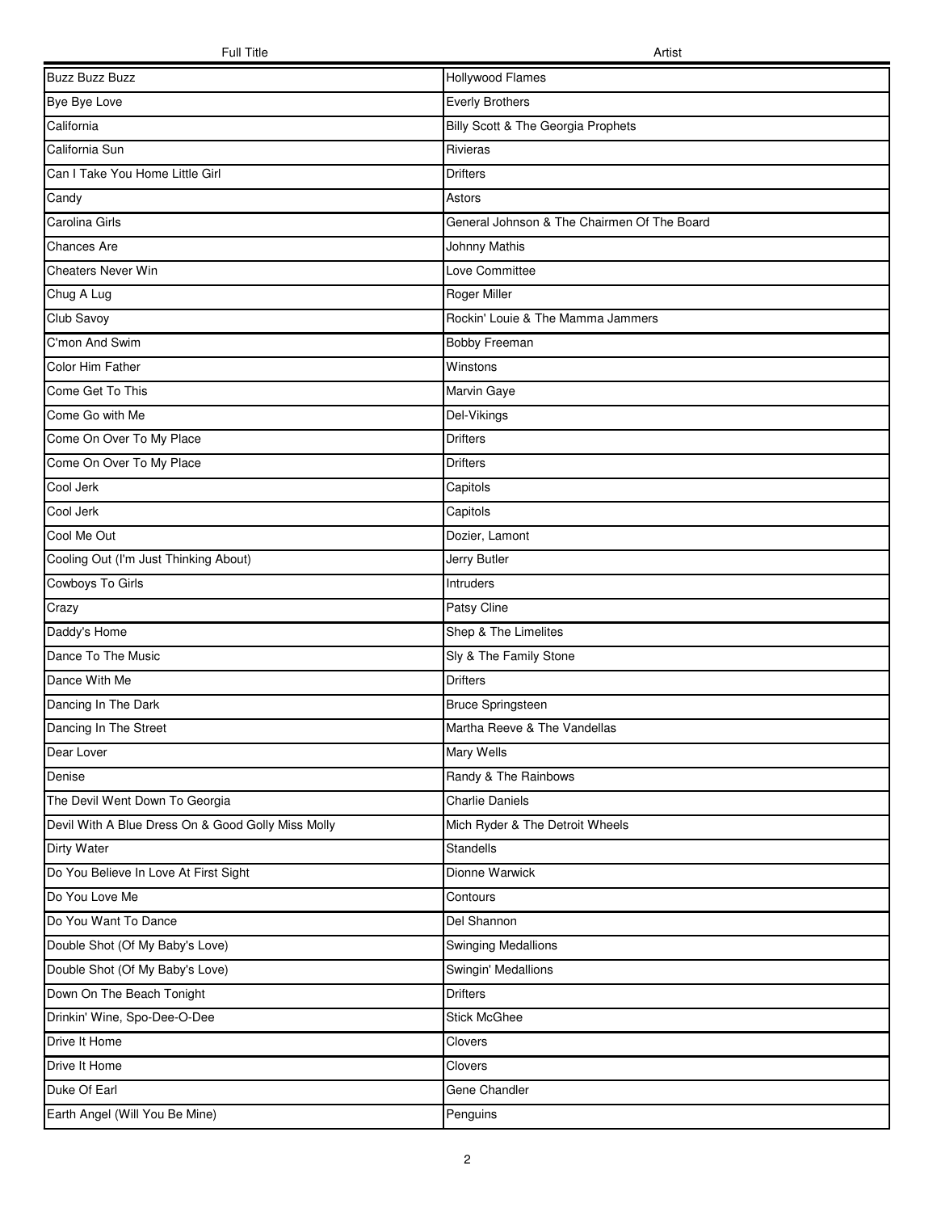| Full Title | Artist |
|---|---|
| Buzz Buzz Buzz | Hollywood Flames |
| Bye Bye Love | Everly Brothers |
| California | Billy Scott & The Georgia Prophets |
| California Sun | Rivieras |
| Can I Take You Home Little Girl | Drifters |
| Candy | Astors |
| Carolina Girls | General Johnson & The Chairmen Of The Board |
| Chances Are | Johnny Mathis |
| Cheaters Never Win | Love Committee |
| Chug A Lug | Roger Miller |
| Club Savoy | Rockin' Louie & The Mamma Jammers |
| C'mon And Swim | Bobby Freeman |
| Color Him Father | Winstons |
| Come Get To This | Marvin Gaye |
| Come Go with Me | Del-Vikings |
| Come On Over To My Place | Drifters |
| Come On Over To My Place | Drifters |
| Cool Jerk | Capitols |
| Cool Jerk | Capitols |
| Cool Me Out | Dozier, Lamont |
| Cooling Out (I'm Just Thinking About) | Jerry Butler |
| Cowboys To Girls | Intruders |
| Crazy | Patsy Cline |
| Daddy's Home | Shep & The Limelites |
| Dance To The Music | Sly & The Family Stone |
| Dance With Me | Drifters |
| Dancing In The Dark | Bruce Springsteen |
| Dancing In The Street | Martha Reeve & The Vandellas |
| Dear Lover | Mary Wells |
| Denise | Randy & The Rainbows |
| The Devil Went Down To Georgia | Charlie Daniels |
| Devil With A Blue Dress On & Good Golly Miss Molly | Mich Ryder & The Detroit Wheels |
| Dirty Water | Standells |
| Do You Believe In Love At First Sight | Dionne Warwick |
| Do You Love Me | Contours |
| Do You Want To Dance | Del Shannon |
| Double Shot (Of My Baby's Love) | Swinging Medallions |
| Double Shot (Of My Baby's Love) | Swingin' Medallions |
| Down On The Beach Tonight | Drifters |
| Drinkin' Wine, Spo-Dee-O-Dee | Stick McGhee |
| Drive It Home | Clovers |
| Drive It Home | Clovers |
| Duke Of Earl | Gene Chandler |
| Earth Angel (Will You Be Mine) | Penguins |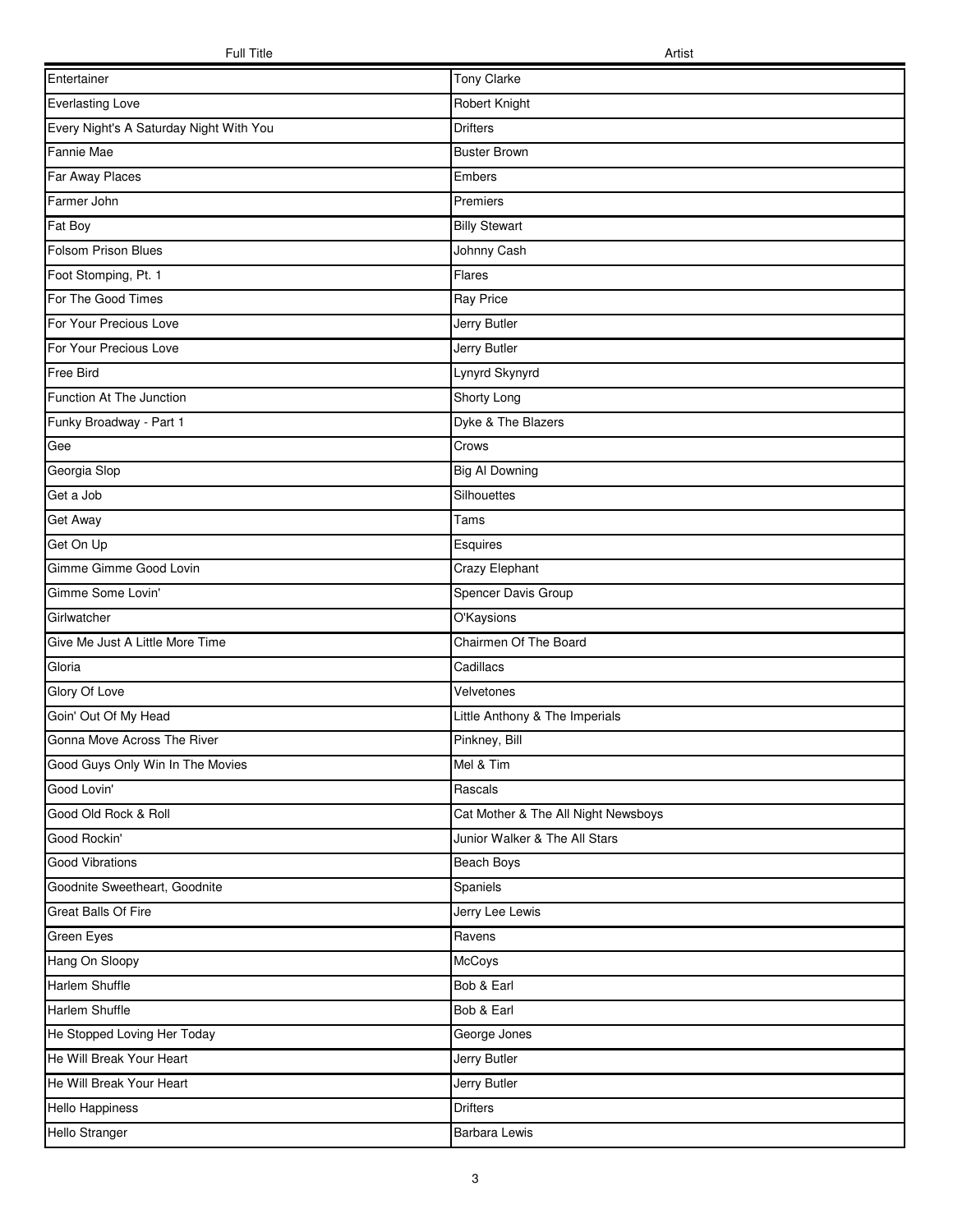| Full Title | Artist |
|---|---|
| Entertainer | Tony Clarke |
| Everlasting Love | Robert Knight |
| Every Night's A Saturday Night With You | Drifters |
| Fannie Mae | Buster Brown |
| Far Away Places | Embers |
| Farmer John | Premiers |
| Fat Boy | Billy Stewart |
| Folsom Prison Blues | Johnny Cash |
| Foot Stomping, Pt. 1 | Flares |
| For The Good Times | Ray Price |
| For Your Precious Love | Jerry Butler |
| For Your Precious Love | Jerry Butler |
| Free Bird | Lynyrd Skynyrd |
| Function At The Junction | Shorty Long |
| Funky Broadway - Part 1 | Dyke & The Blazers |
| Gee | Crows |
| Georgia Slop | Big Al Downing |
| Get a Job | Silhouettes |
| Get Away | Tams |
| Get On Up | Esquires |
| Gimme Gimme Good Lovin | Crazy Elephant |
| Gimme Some Lovin' | Spencer Davis Group |
| Girlwatcher | O'Kaysions |
| Give Me Just A Little More Time | Chairmen Of The Board |
| Gloria | Cadillacs |
| Glory Of Love | Velvetones |
| Goin' Out Of My Head | Little Anthony & The Imperials |
| Gonna Move Across The River | Pinkney, Bill |
| Good Guys Only Win In The Movies | Mel & Tim |
| Good Lovin' | Rascals |
| Good Old Rock & Roll | Cat Mother & The All Night Newsboys |
| Good Rockin' | Junior Walker & The All Stars |
| Good Vibrations | Beach Boys |
| Goodnite Sweetheart, Goodnite | Spaniels |
| Great Balls Of Fire | Jerry Lee Lewis |
| Green Eyes | Ravens |
| Hang On Sloopy | McCoys |
| Harlem Shuffle | Bob & Earl |
| Harlem Shuffle | Bob & Earl |
| He Stopped Loving Her Today | George Jones |
| He Will Break Your Heart | Jerry Butler |
| He Will Break Your Heart | Jerry Butler |
| Hello Happiness | Drifters |
| Hello Stranger | Barbara Lewis |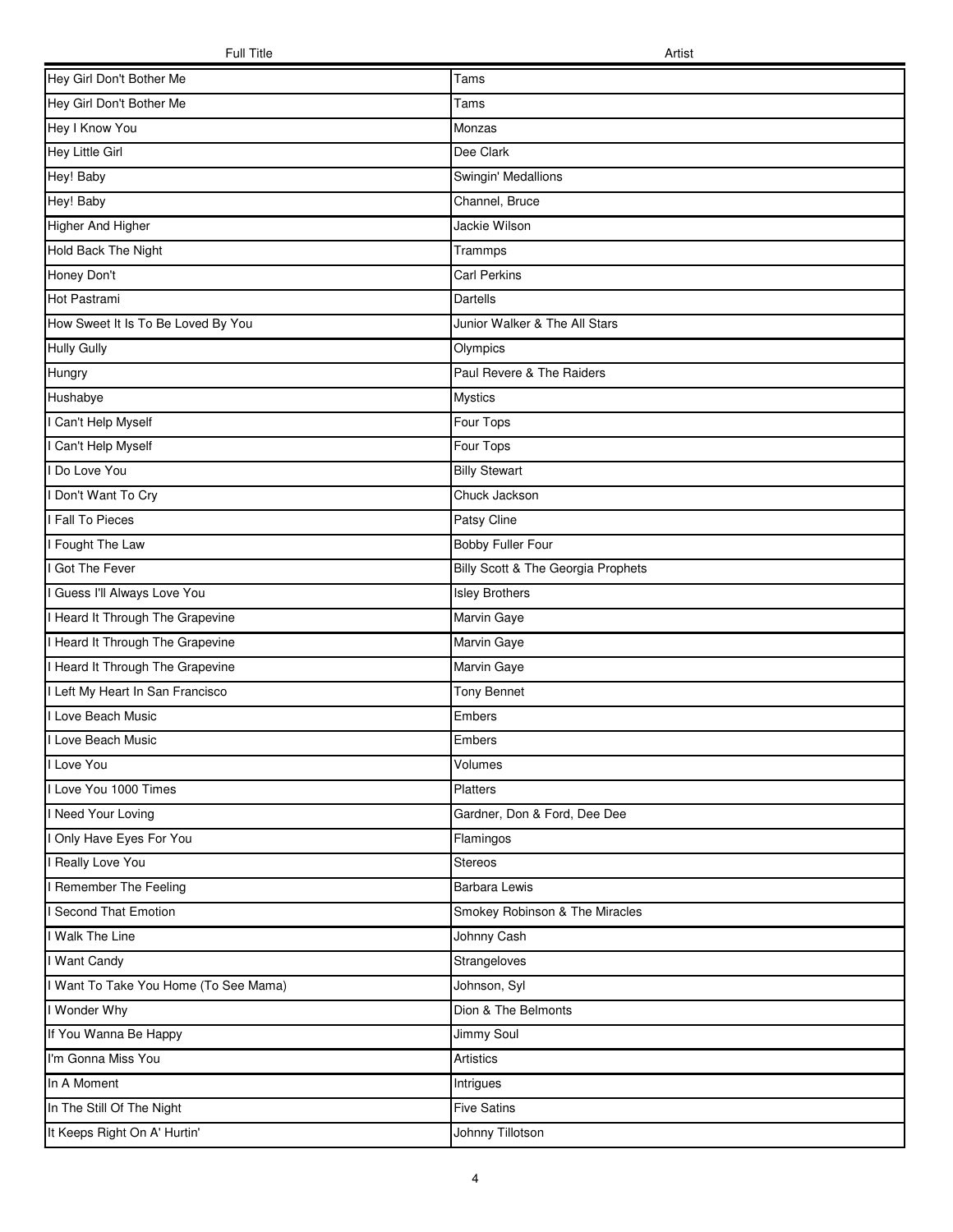| Full Title | Artist |
|---|---|
| Hey Girl Don't Bother Me | Tams |
| Hey Girl Don't Bother Me | Tams |
| Hey I Know You | Monzas |
| Hey Little Girl | Dee Clark |
| Hey! Baby | Swingin' Medallions |
| Hey! Baby | Channel, Bruce |
| Higher And Higher | Jackie Wilson |
| Hold Back The Night | Trammps |
| Honey Don't | Carl Perkins |
| Hot Pastrami | Dartells |
| How Sweet It Is To Be Loved By You | Junior Walker & The All Stars |
| Hully Gully | Olympics |
| Hungry | Paul Revere & The Raiders |
| Hushabye | Mystics |
| I Can't Help Myself | Four Tops |
| I Can't Help Myself | Four Tops |
| I Do Love You | Billy Stewart |
| I Don't Want To Cry | Chuck Jackson |
| I Fall To Pieces | Patsy Cline |
| I Fought The Law | Bobby Fuller Four |
| I Got The Fever | Billy Scott & The Georgia Prophets |
| I Guess I'll Always Love You | Isley Brothers |
| I Heard It Through The Grapevine | Marvin Gaye |
| I Heard It Through The Grapevine | Marvin Gaye |
| I Heard It Through The Grapevine | Marvin Gaye |
| I Left My Heart In San Francisco | Tony Bennet |
| I Love Beach Music | Embers |
| I Love Beach Music | Embers |
| I Love You | Volumes |
| I Love You 1000 Times | Platters |
| I Need Your Loving | Gardner, Don & Ford, Dee Dee |
| I Only Have Eyes For You | Flamingos |
| I Really Love You | Stereos |
| I Remember The Feeling | Barbara Lewis |
| I Second That Emotion | Smokey Robinson & The Miracles |
| I Walk The Line | Johnny Cash |
| I Want Candy | Strangeloves |
| I Want To Take You Home (To See Mama) | Johnson, Syl |
| I Wonder Why | Dion & The Belmonts |
| If You Wanna Be Happy | Jimmy Soul |
| I'm Gonna Miss You | Artistics |
| In A Moment | Intrigues |
| In The Still Of The Night | Five Satins |
| It Keeps Right On A' Hurtin' | Johnny Tillotson |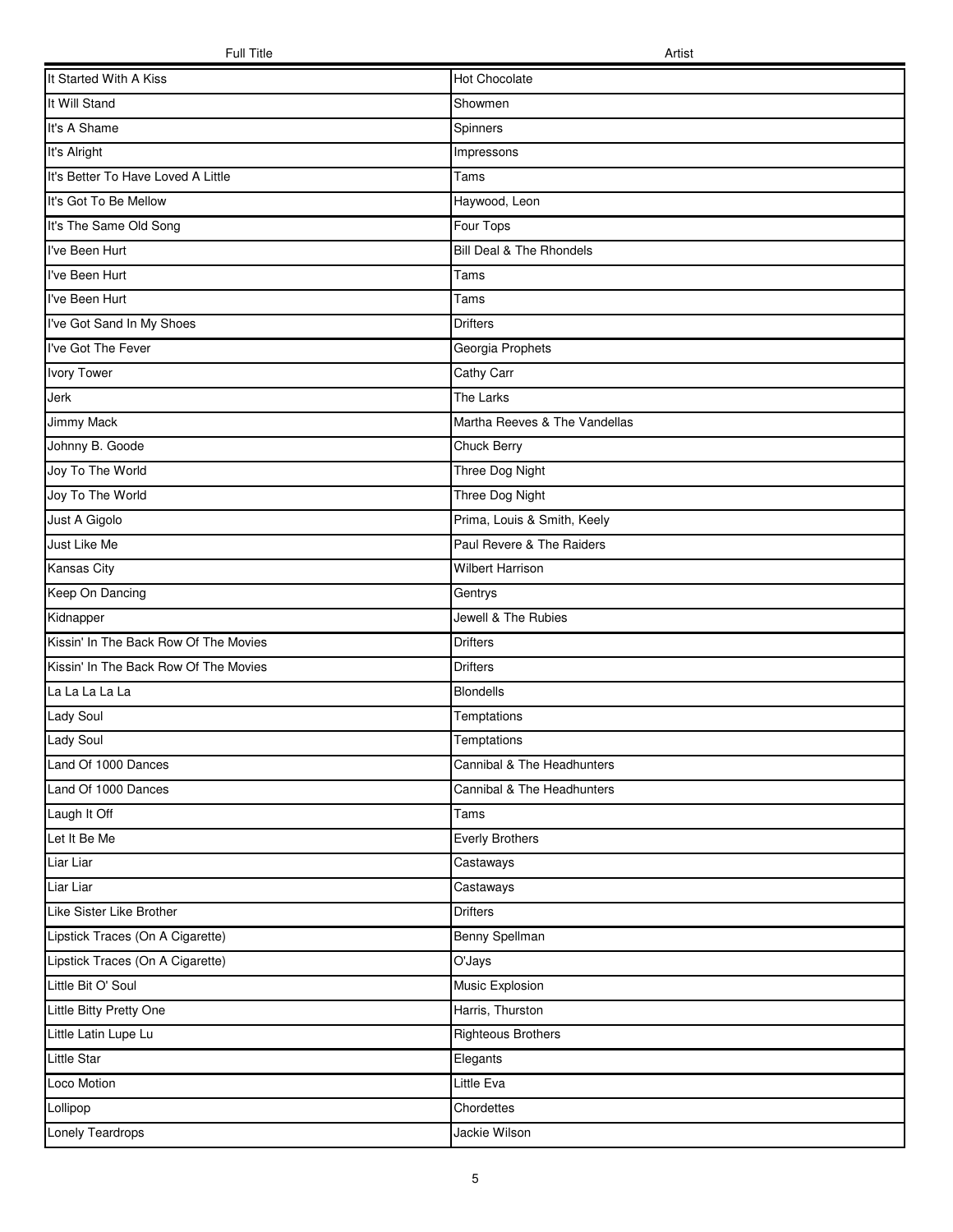| Full Title | Artist |
| --- | --- |
| It Started With A Kiss | Hot Chocolate |
| It Will Stand | Showmen |
| It's A Shame | Spinners |
| It's Alright | Impressons |
| It's Better To Have Loved A Little | Tams |
| It's Got To Be Mellow | Haywood, Leon |
| It's The Same Old Song | Four Tops |
| I've Been Hurt | Bill Deal & The Rhondels |
| I've Been Hurt | Tams |
| I've Been Hurt | Tams |
| I've Got Sand In My Shoes | Drifters |
| I've Got The Fever | Georgia Prophets |
| Ivory Tower | Cathy Carr |
| Jerk | The Larks |
| Jimmy Mack | Martha Reeves & The Vandellas |
| Johnny B. Goode | Chuck Berry |
| Joy To The World | Three Dog Night |
| Joy To The World | Three Dog Night |
| Just A Gigolo | Prima, Louis & Smith, Keely |
| Just Like Me | Paul Revere & The Raiders |
| Kansas City | Wilbert Harrison |
| Keep On Dancing | Gentrys |
| Kidnapper | Jewell & The Rubies |
| Kissin' In The Back Row Of The Movies | Drifters |
| Kissin' In The Back Row Of The Movies | Drifters |
| La La La La La | Blondells |
| Lady Soul | Temptations |
| Lady Soul | Temptations |
| Land Of 1000 Dances | Cannibal & The Headhunters |
| Land Of 1000 Dances | Cannibal & The Headhunters |
| Laugh It Off | Tams |
| Let It Be Me | Everly Brothers |
| Liar Liar | Castaways |
| Liar Liar | Castaways |
| Like Sister Like Brother | Drifters |
| Lipstick Traces (On A Cigarette) | Benny Spellman |
| Lipstick Traces (On A Cigarette) | O'Jays |
| Little Bit O' Soul | Music Explosion |
| Little Bitty Pretty One | Harris, Thurston |
| Little Latin Lupe Lu | Righteous Brothers |
| Little Star | Elegants |
| Loco Motion | Little Eva |
| Lollipop | Chordettes |
| Lonely Teardrops | Jackie Wilson |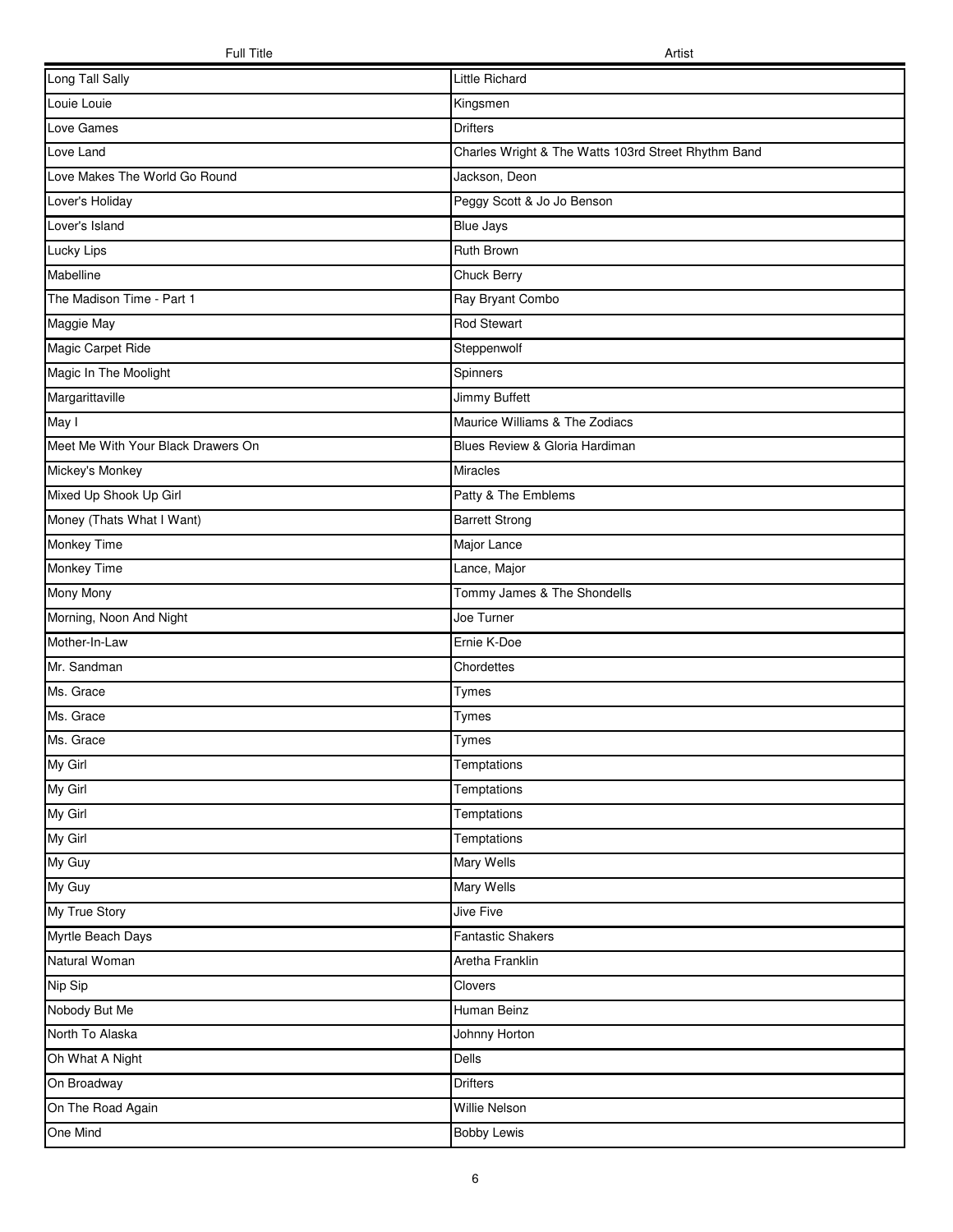| Full Title | Artist |
| --- | --- |
| Long Tall Sally | Little Richard |
| Louie Louie | Kingsmen |
| Love Games | Drifters |
| Love Land | Charles Wright & The Watts 103rd Street Rhythm Band |
| Love Makes The World Go Round | Jackson, Deon |
| Lover's Holiday | Peggy Scott & Jo Jo Benson |
| Lover's Island | Blue Jays |
| Lucky Lips | Ruth Brown |
| Mabelline | Chuck Berry |
| The Madison Time - Part 1 | Ray Bryant Combo |
| Maggie May | Rod Stewart |
| Magic Carpet Ride | Steppenwolf |
| Magic In The Moolight | Spinners |
| Margarittaville | Jimmy Buffett |
| May I | Maurice Williams & The Zodiacs |
| Meet Me With Your Black Drawers On | Blues Review & Gloria Hardiman |
| Mickey's Monkey | Miracles |
| Mixed Up Shook Up Girl | Patty & The Emblems |
| Money (Thats What I Want) | Barrett Strong |
| Monkey Time | Major Lance |
| Monkey Time | Lance, Major |
| Mony Mony | Tommy James & The Shondells |
| Morning, Noon And Night | Joe Turner |
| Mother-In-Law | Ernie K-Doe |
| Mr. Sandman | Chordettes |
| Ms. Grace | Tymes |
| Ms. Grace | Tymes |
| Ms. Grace | Tymes |
| My Girl | Temptations |
| My Girl | Temptations |
| My Girl | Temptations |
| My Girl | Temptations |
| My Guy | Mary Wells |
| My Guy | Mary Wells |
| My True Story | Jive Five |
| Myrtle Beach Days | Fantastic Shakers |
| Natural Woman | Aretha Franklin |
| Nip Sip | Clovers |
| Nobody But Me | Human Beinz |
| North To Alaska | Johnny Horton |
| Oh What A Night | Dells |
| On Broadway | Drifters |
| On The Road Again | Willie Nelson |
| One Mind | Bobby Lewis |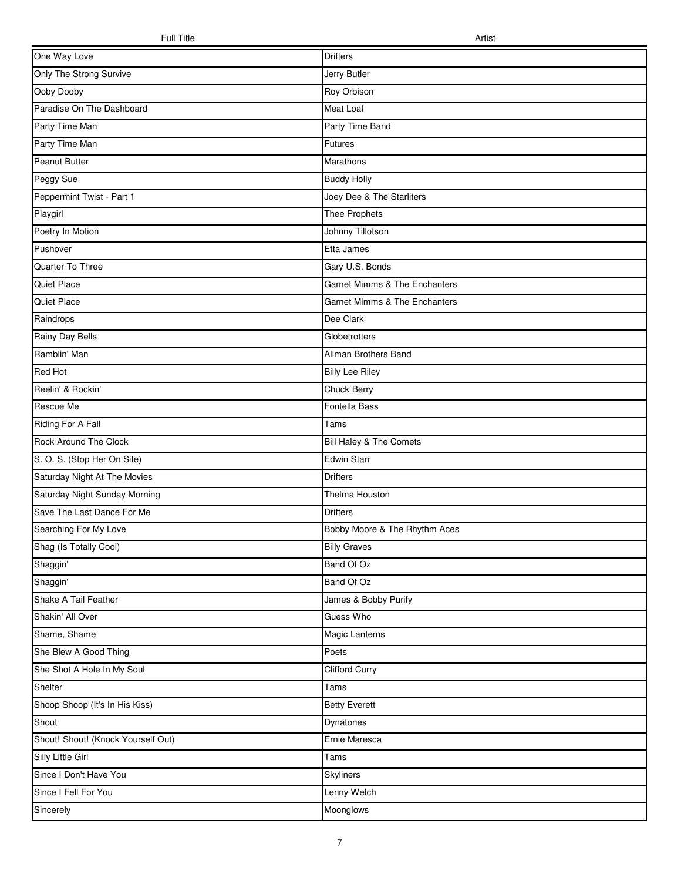| Full Title | Artist |
|---|---|
| One Way Love | Drifters |
| Only The Strong Survive | Jerry Butler |
| Ooby Dooby | Roy Orbison |
| Paradise On The Dashboard | Meat Loaf |
| Party Time Man | Party Time Band |
| Party Time Man | Futures |
| Peanut Butter | Marathons |
| Peggy Sue | Buddy Holly |
| Peppermint Twist - Part 1 | Joey Dee & The Starliters |
| Playgirl | Thee Prophets |
| Poetry In Motion | Johnny Tillotson |
| Pushover | Etta James |
| Quarter To Three | Gary U.S. Bonds |
| Quiet Place | Garnet Mimms & The Enchanters |
| Quiet Place | Garnet Mimms & The Enchanters |
| Raindrops | Dee Clark |
| Rainy Day Bells | Globetrotters |
| Ramblin' Man | Allman Brothers Band |
| Red Hot | Billy Lee Riley |
| Reelin' & Rockin' | Chuck Berry |
| Rescue Me | Fontella Bass |
| Riding For A Fall | Tams |
| Rock Around The Clock | Bill Haley & The Comets |
| S. O. S. (Stop Her On Site) | Edwin Starr |
| Saturday Night At The Movies | Drifters |
| Saturday Night Sunday Morning | Thelma Houston |
| Save The Last Dance For Me | Drifters |
| Searching For My Love | Bobby Moore & The Rhythm Aces |
| Shag (Is Totally Cool) | Billy Graves |
| Shaggin' | Band Of Oz |
| Shaggin' | Band Of Oz |
| Shake A Tail Feather | James & Bobby Purify |
| Shakin' All Over | Guess Who |
| Shame, Shame | Magic Lanterns |
| She Blew A Good Thing | Poets |
| She Shot A Hole In My Soul | Clifford Curry |
| Shelter | Tams |
| Shoop Shoop (It's In His Kiss) | Betty Everett |
| Shout | Dynatones |
| Shout! Shout! (Knock Yourself Out) | Ernie Maresca |
| Silly Little Girl | Tams |
| Since I Don't Have You | Skyliners |
| Since I Fell For You | Lenny Welch |
| Sincerely | Moonglows |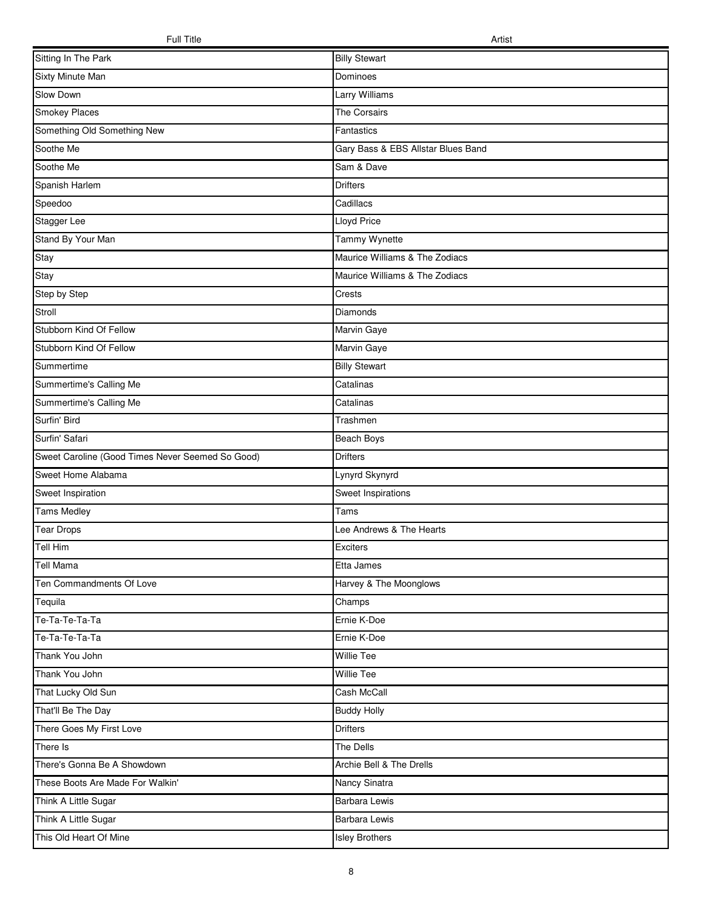| Full Title | Artist |
|---|---|
| Sitting In The Park | Billy Stewart |
| Sixty Minute Man | Dominoes |
| Slow Down | Larry Williams |
| Smokey Places | The Corsairs |
| Something Old Something New | Fantastics |
| Soothe Me | Gary Bass & EBS Allstar Blues Band |
| Soothe Me | Sam & Dave |
| Spanish Harlem | Drifters |
| Speedoo | Cadillacs |
| Stagger Lee | Lloyd Price |
| Stand By Your Man | Tammy Wynette |
| Stay | Maurice Williams & The Zodiacs |
| Stay | Maurice Williams & The Zodiacs |
| Step by Step | Crests |
| Stroll | Diamonds |
| Stubborn Kind Of Fellow | Marvin Gaye |
| Stubborn Kind Of Fellow | Marvin Gaye |
| Summertime | Billy Stewart |
| Summertime's Calling Me | Catalinas |
| Summertime's Calling Me | Catalinas |
| Surfin' Bird | Trashmen |
| Surfin' Safari | Beach Boys |
| Sweet Caroline (Good Times Never Seemed So Good) | Drifters |
| Sweet Home Alabama | Lynyrd Skynyrd |
| Sweet Inspiration | Sweet Inspirations |
| Tams Medley | Tams |
| Tear Drops | Lee Andrews & The Hearts |
| Tell Him | Exciters |
| Tell Mama | Etta James |
| Ten Commandments Of Love | Harvey & The Moonglows |
| Tequila | Champs |
| Te-Ta-Te-Ta-Ta | Ernie K-Doe |
| Te-Ta-Te-Ta-Ta | Ernie K-Doe |
| Thank You John | Willie Tee |
| Thank You John | Willie Tee |
| That Lucky Old Sun | Cash McCall |
| That'll Be The Day | Buddy Holly |
| There Goes My First Love | Drifters |
| There Is | The Dells |
| There's Gonna Be A Showdown | Archie Bell & The Drells |
| These Boots Are Made For Walkin' | Nancy Sinatra |
| Think A Little Sugar | Barbara Lewis |
| Think A Little Sugar | Barbara Lewis |
| This Old Heart Of Mine | Isley Brothers |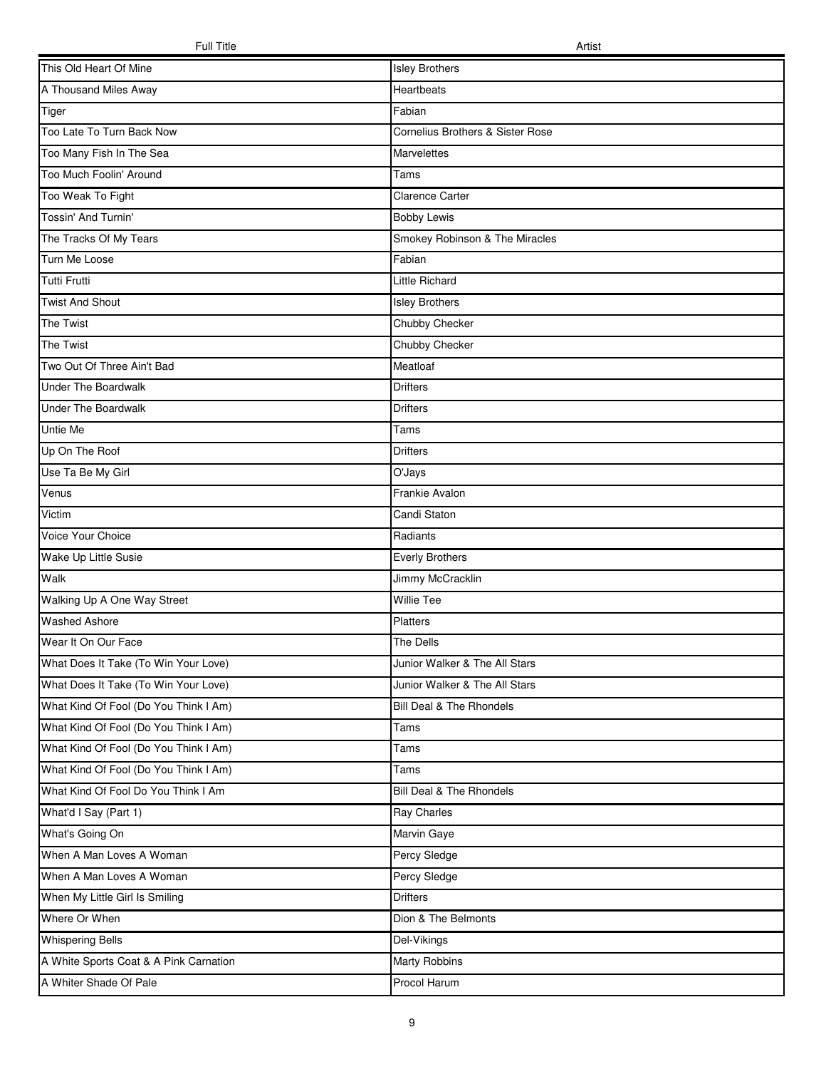| Full Title | Artist |
|---|---|
| This Old Heart Of Mine | Isley Brothers |
| A Thousand Miles Away | Heartbeats |
| Tiger | Fabian |
| Too Late To Turn Back Now | Cornelius Brothers & Sister Rose |
| Too Many Fish In The Sea | Marvelettes |
| Too Much Foolin' Around | Tams |
| Too Weak To Fight | Clarence Carter |
| Tossin' And Turnin' | Bobby Lewis |
| The Tracks Of My Tears | Smokey Robinson & The Miracles |
| Turn Me Loose | Fabian |
| Tutti Frutti | Little Richard |
| Twist And Shout | Isley Brothers |
| The Twist | Chubby Checker |
| The Twist | Chubby Checker |
| Two Out Of Three Ain't Bad | Meatloaf |
| Under The Boardwalk | Drifters |
| Under The Boardwalk | Drifters |
| Untie Me | Tams |
| Up On The Roof | Drifters |
| Use Ta Be My Girl | O'Jays |
| Venus | Frankie Avalon |
| Victim | Candi Staton |
| Voice Your Choice | Radiants |
| Wake Up Little Susie | Everly Brothers |
| Walk | Jimmy McCracklin |
| Walking Up A One Way Street | Willie Tee |
| Washed Ashore | Platters |
| Wear It On Our Face | The Dells |
| What Does It Take (To Win Your Love) | Junior Walker & The All Stars |
| What Does It Take (To Win Your Love) | Junior Walker & The All Stars |
| What Kind Of Fool (Do You Think I Am) | Bill Deal & The Rhondels |
| What Kind Of Fool (Do You Think I Am) | Tams |
| What Kind Of Fool (Do You Think I Am) | Tams |
| What Kind Of Fool (Do You Think I Am) | Tams |
| What Kind Of Fool Do You Think I Am | Bill Deal & The Rhondels |
| What'd I Say (Part 1) | Ray Charles |
| What's Going On | Marvin Gaye |
| When A Man Loves A Woman | Percy Sledge |
| When A Man Loves A Woman | Percy Sledge |
| When My Little Girl Is Smiling | Drifters |
| Where Or When | Dion & The Belmonts |
| Whispering Bells | Del-Vikings |
| A White Sports Coat & A Pink Carnation | Marty Robbins |
| A Whiter Shade Of Pale | Procol Harum |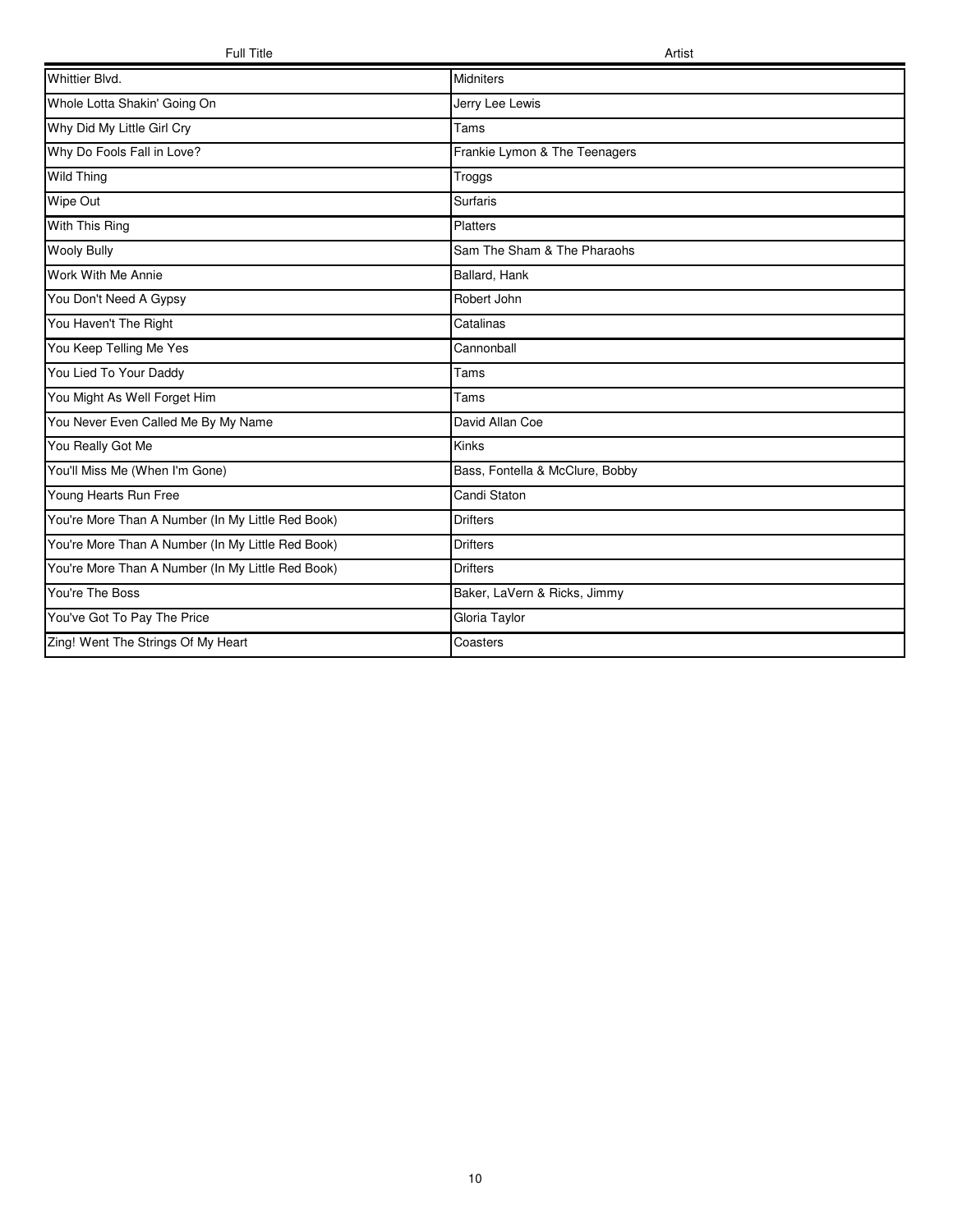| Full Title | Artist |
|---|---|
| Whittier Blvd. | Midniters |
| Whole Lotta Shakin' Going On | Jerry Lee Lewis |
| Why Did My Little Girl Cry | Tams |
| Why Do Fools Fall in Love? | Frankie Lymon & The Teenagers |
| Wild Thing | Troggs |
| Wipe Out | Surfaris |
| With This Ring | Platters |
| Wooly Bully | Sam The Sham & The Pharaohs |
| Work With Me Annie | Ballard, Hank |
| You Don't Need A Gypsy | Robert John |
| You Haven't The Right | Catalinas |
| You Keep Telling Me Yes | Cannonball |
| You Lied To Your Daddy | Tams |
| You Might As Well Forget Him | Tams |
| You Never Even Called Me By My Name | David Allan Coe |
| You Really Got Me | Kinks |
| You'll Miss Me (When I'm Gone) | Bass, Fontella & McClure, Bobby |
| Young Hearts Run Free | Candi Staton |
| You're More Than A Number (In My Little Red Book) | Drifters |
| You're More Than A Number (In My Little Red Book) | Drifters |
| You're More Than A Number (In My Little Red Book) | Drifters |
| You're The Boss | Baker, LaVern & Ricks, Jimmy |
| You've Got To Pay The Price | Gloria Taylor |
| Zing! Went The Strings Of My Heart | Coasters |